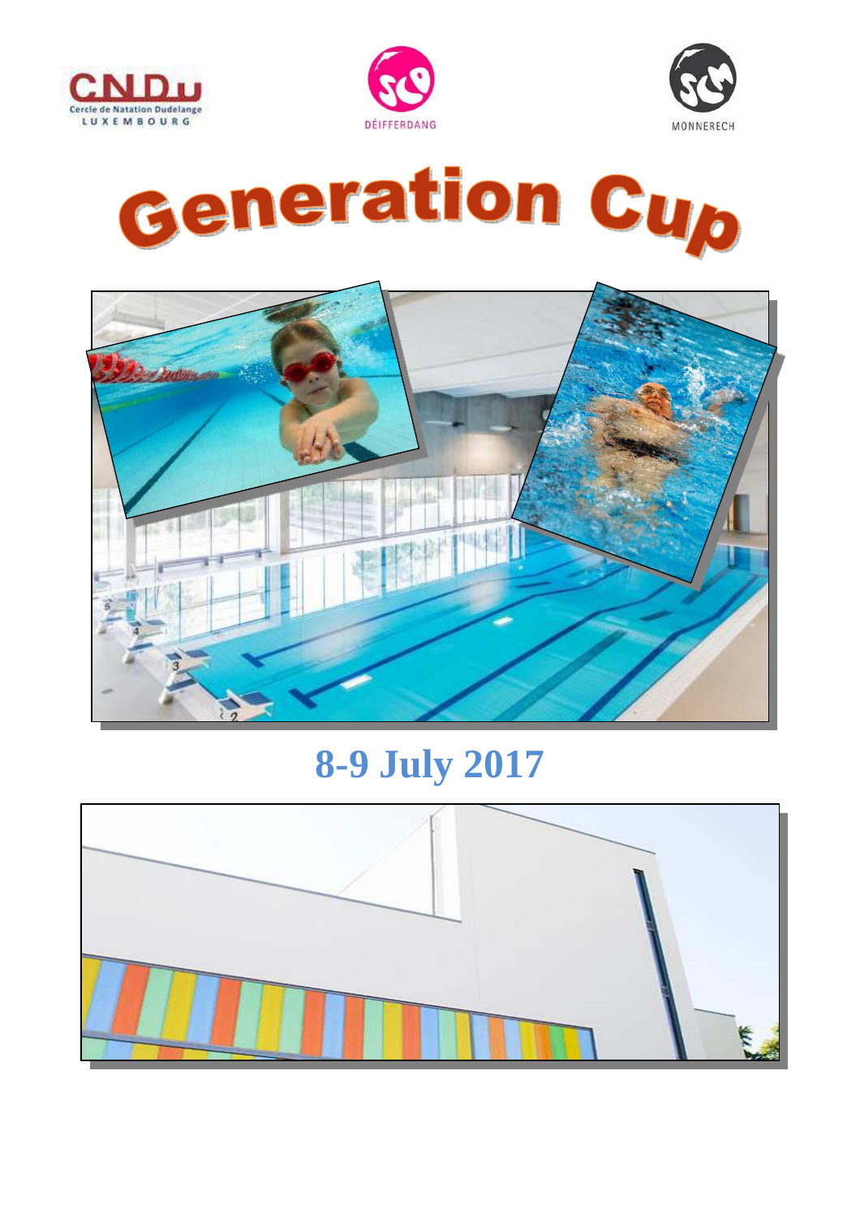# Generation Cup

## 8-9 July 2017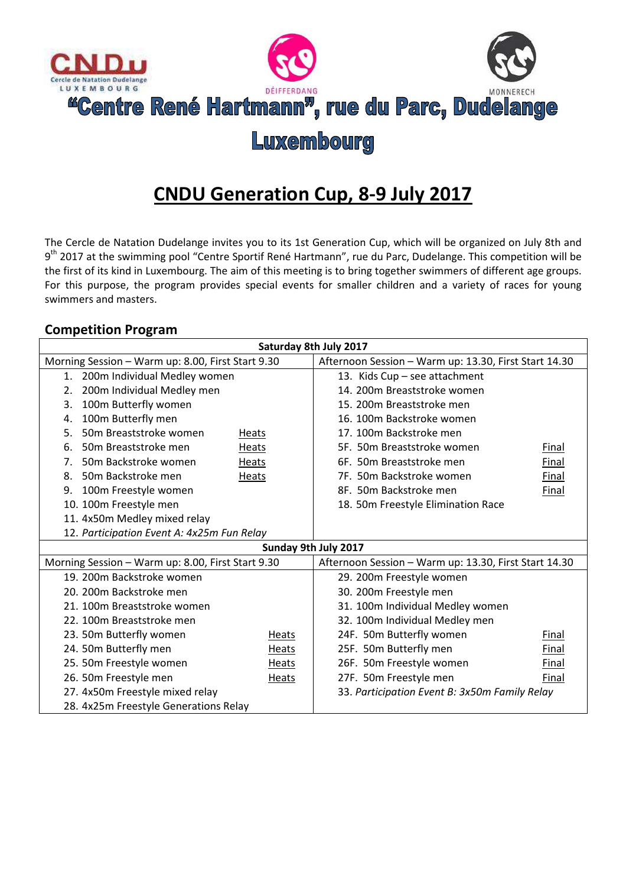“Centre René Hartmann”, rue du Parc, Dudelange Luxembourg

# CNDU Generation Cup, 8-9 July 2017

The Cercle de Natation Dudelange invites you to its 1st Generation Cup, which will be organized on July 8th and 9th 2017 at the swimming pool “Centre Sportif René Hartmann”, rue du Parc, Dudelange. This competition will be the first of its kind in Luxembourg. The aim of this meeting is to bring together swimmers of different age groups. For this purpose, the program provides special events for smaller children and a variety of races for young swimmers and masters.

## Competition Program

| Saturday 8th July 2017 | | | |
|---|---|---|---|
| **Morning Session – Warm up: 8.00, First Start 9.30** | | **Afternoon Session – Warm up: 13.30, First Start 14.30** | |
| 1. 200m Individual Medley women | | 13. Kids Cup – see attachment | |
| 2. 200m Individual Medley men | | 14. 200m Breaststroke women | |
| 3. 100m Butterfly women | | 15. 200m Breaststroke men | |
| 4. 100m Butterfly men | | 16. 100m Backstroke women | |
| 5. 50m Breaststroke women | Heats | 17. 100m Backstroke men | |
| 6. 50m Breaststroke men | Heats | 5F. 50m Breaststroke women | Final |
| 7. 50m Backstroke women | Heats | 6F. 50m Breaststroke men | Final |
| 8. 50m Backstroke men | Heats | 7F. 50m Backstroke women | Final |
| 9. 100m Freestyle women | | 8F. 50m Backstroke men | Final |
| 10. 100m Freestyle men | | 18. 50m Freestyle Elimination Race | |
| 11. 4x50m Medley mixed relay | | | |
| 12. *Participation Event A: 4x25m Fun Relay* | | | |
| **Sunday 9th July 2017** | | | |
| **Morning Session – Warm up: 8.00, First Start 9.30** | | **Afternoon Session – Warm up: 13.30, First Start 14.30** | |
| 19. 200m Backstroke women | | 29. 200m Freestyle women | |
| 20. 200m Backstroke men | | 30. 200m Freestyle men | |
| 21. 100m Breaststroke women | | 31. 100m Individual Medley women | |
| 22. 100m Breaststroke men | | 32. 100m Individual Medley men | |
| 23. 50m Butterfly women | Heats | 24F. 50m Butterfly women | Final |
| 24. 50m Butterfly men | Heats | 25F. 50m Butterfly men | Final |
| 25. 50m Freestyle women | Heats | 26F. 50m Freestyle women | Final |
| 26. 50m Freestyle men | Heats | 27F. 50m Freestyle men | Final |
| 27. 4x50m Freestyle mixed relay | | 33. *Participation Event B: 3x50m Family Relay* | |
| 28. 4x25m Freestyle Generations Relay | | | |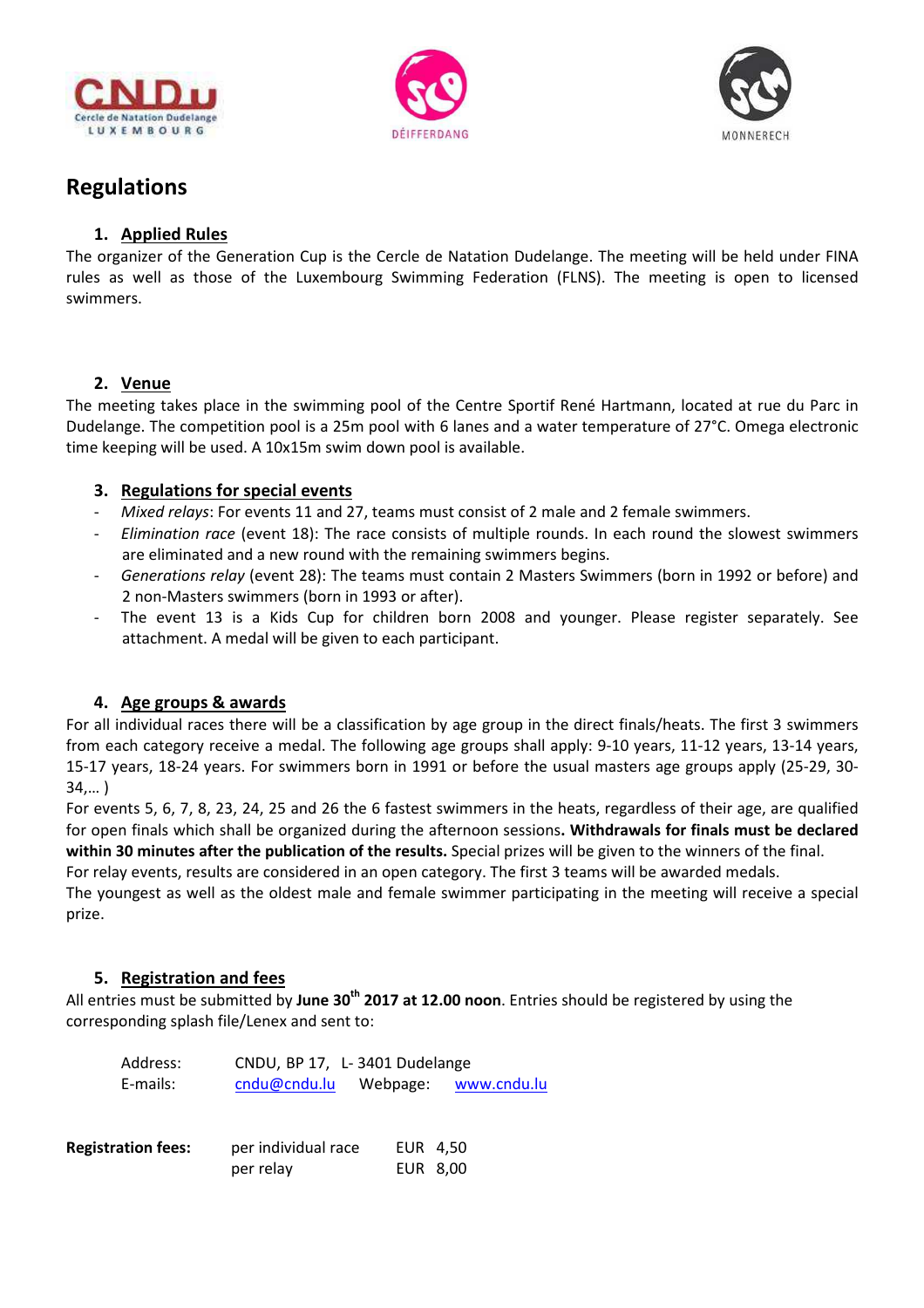# Regulations

## 1. Applied Rules

The organizer of the Generation Cup is the Cercle de Natation Dudelange. The meeting will be held under FINA rules as well as those of the Luxembourg Swimming Federation (FLNS). The meeting is open to licensed swimmers.

## 2. Venue

The meeting takes place in the swimming pool of the Centre Sportif René Hartmann, located at rue du Parc in Dudelange. The competition pool is a 25m pool with 6 lanes and a water temperature of 27°C. Omega electronic time keeping will be used. A 10x15m swim down pool is available.

## 3. Regulations for special events

- *Mixed relays*: For events 11 and 27, teams must consist of 2 male and 2 female swimmers.
- *Elimination race* (event 18): The race consists of multiple rounds. In each round the slowest swimmers are eliminated and a new round with the remaining swimmers begins.
- *Generations relay* (event 28): The teams must contain 2 Masters Swimmers (born in 1992 or before) and 2 non-Masters swimmers (born in 1993 or after).
- The event 13 is a Kids Cup for children born 2008 and younger. Please register separately. See attachment. A medal will be given to each participant.

## 4. Age groups & awards

For all individual races there will be a classification by age group in the direct finals/heats. The first 3 swimmers from each category receive a medal. The following age groups shall apply: 9-10 years, 11-12 years, 13-14 years, 15-17 years, 18-24 years. For swimmers born in 1991 or before the usual masters age groups apply (25-29, 30-34,… )

For events 5, 6, 7, 8, 23, 24, 25 and 26 the 6 fastest swimmers in the heats, regardless of their age, are qualified for open finals which shall be organized during the afternoon sessions**. Withdrawals for finals must be declared within 30 minutes after the publication of the results.** Special prizes will be given to the winners of the final.

For relay events, results are considered in an open category. The first 3 teams will be awarded medals.

The youngest as well as the oldest male and female swimmer participating in the meeting will receive a special prize.

## 5. Registration and fees

All entries must be submitted by **June 30th 2017 at 12.00 noon**. Entries should be registered by using the corresponding splash file/Lenex and sent to:

Address: CNDU, BP 17, L- 3401 Dudelange
E-mails: cndu@cndu.lu Webpage: www.cndu.lu

| **Registration fees:** | per individual race | EUR 4,50 |
|---|---|---|
| | per relay | EUR 8,00 |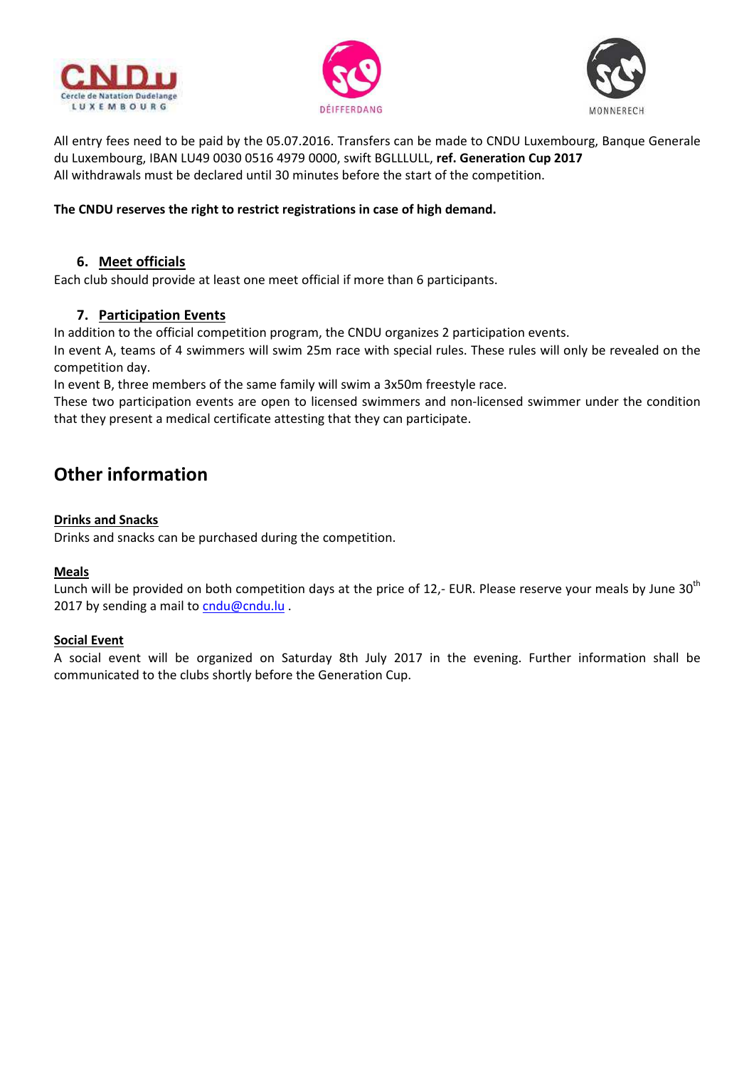All entry fees need to be paid by the 05.07.2016. Transfers can be made to CNDU Luxembourg, Banque Generale du Luxembourg, IBAN LU49 0030 0516 4979 0000, swift BGLLLULL, **ref. Generation Cup 2017**
All withdrawals must be declared until 30 minutes before the start of the competition.

**The CNDU reserves the right to restrict registrations in case of high demand.**

### 6. Meet officials

Each club should provide at least one meet official if more than 6 participants.

### 7. Participation Events

In addition to the official competition program, the CNDU organizes 2 participation events.
In event A, teams of 4 swimmers will swim 25m race with special rules. These rules will only be revealed on the competition day.
In event B, three members of the same family will swim a 3x50m freestyle race.
These two participation events are open to licensed swimmers and non-licensed swimmer under the condition that they present a medical certificate attesting that they can participate.

## Other information

**Drinks and Snacks**

Drinks and snacks can be purchased during the competition.

**Meals**

Lunch will be provided on both competition days at the price of 12,- EUR. Please reserve your meals by June 30th 2017 by sending a mail to cndu@cndu.lu .

**Social Event**

A social event will be organized on Saturday 8th July 2017 in the evening. Further information shall be communicated to the clubs shortly before the Generation Cup.